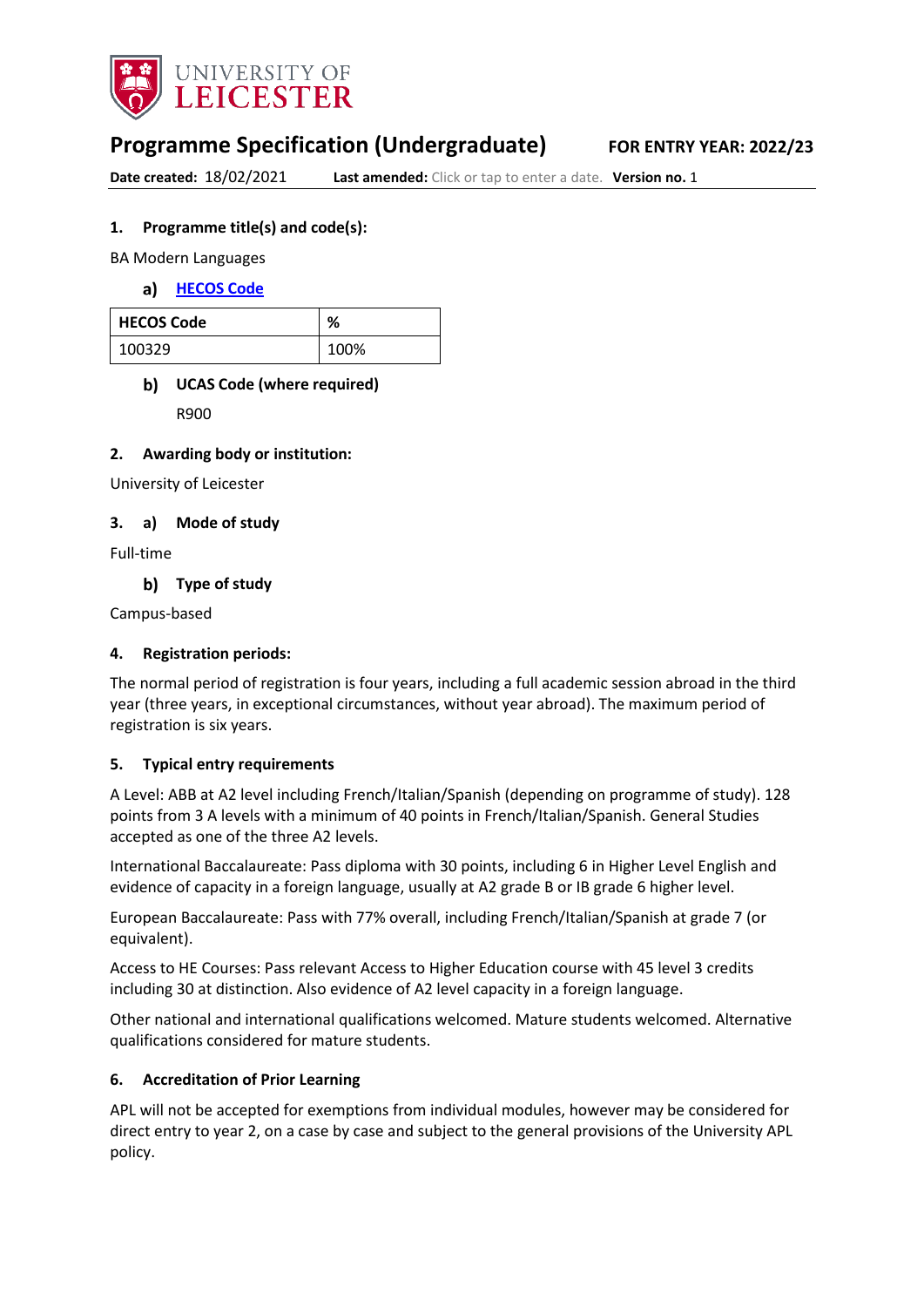UNIVERSITY OF LEICESTER

# Programme Specification (Undergraduate)

**FOR ENTRY YEAR: 2022/23**

**Date created:** 18/02/2021 **Last amended:** Click or tap to enter a date. **Version no.** 1

### 1. Programme title(s) and code(s):

BA Modern Languages

#### a) HECOS Code

| HECOS Code | % |
|---|---|
| 100329 | 100% |

#### b) UCAS Code (where required)

R900

### 2. Awarding body or institution:

University of Leicester

### 3. a) Mode of study

Full-time

#### b) Type of study

Campus-based

### 4. Registration periods:

The normal period of registration is four years, including a full academic session abroad in the third year (three years, in exceptional circumstances, without year abroad). The maximum period of registration is six years.

### 5. Typical entry requirements

A Level: ABB at A2 level including French/Italian/Spanish (depending on programme of study). 128 points from 3 A levels with a minimum of 40 points in French/Italian/Spanish. General Studies accepted as one of the three A2 levels.

International Baccalaureate: Pass diploma with 30 points, including 6 in Higher Level English and evidence of capacity in a foreign language, usually at A2 grade B or IB grade 6 higher level.

European Baccalaureate: Pass with 77% overall, including French/Italian/Spanish at grade 7 (or equivalent).

Access to HE Courses: Pass relevant Access to Higher Education course with 45 level 3 credits including 30 at distinction. Also evidence of A2 level capacity in a foreign language.

Other national and international qualifications welcomed. Mature students welcomed. Alternative qualifications considered for mature students.

### 6. Accreditation of Prior Learning

APL will not be accepted for exemptions from individual modules, however may be considered for direct entry to year 2, on a case by case and subject to the general provisions of the University APL policy.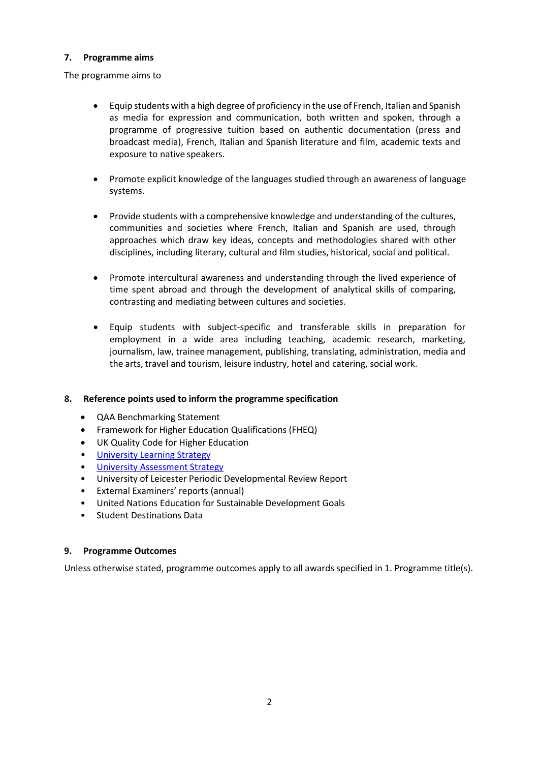### 7. Programme aims

The programme aims to

- Equip students with a high degree of proficiency in the use of French, Italian and Spanish as media for expression and communication, both written and spoken, through a programme of progressive tuition based on authentic documentation (press and broadcast media), French, Italian and Spanish literature and film, academic texts and exposure to native speakers.

- Promote explicit knowledge of the languages studied through an awareness of language systems.

- Provide students with a comprehensive knowledge and understanding of the cultures, communities and societies where French, Italian and Spanish are used, through approaches which draw key ideas, concepts and methodologies shared with other disciplines, including literary, cultural and film studies, historical, social and political.

- Promote intercultural awareness and understanding through the lived experience of time spent abroad and through the development of analytical skills of comparing, contrasting and mediating between cultures and societies.

- Equip students with subject-specific and transferable skills in preparation for employment in a wide area including teaching, academic research, marketing, journalism, law, trainee management, publishing, translating, administration, media and the arts, travel and tourism, leisure industry, hotel and catering, social work.

### 8. Reference points used to inform the programme specification

- QAA Benchmarking Statement
- Framework for Higher Education Qualifications (FHEQ)
- UK Quality Code for Higher Education
- University Learning Strategy
- University Assessment Strategy
- University of Leicester Periodic Developmental Review Report
- External Examiners' reports (annual)
- United Nations Education for Sustainable Development Goals
- Student Destinations Data

### 9. Programme Outcomes

Unless otherwise stated, programme outcomes apply to all awards specified in 1. Programme title(s).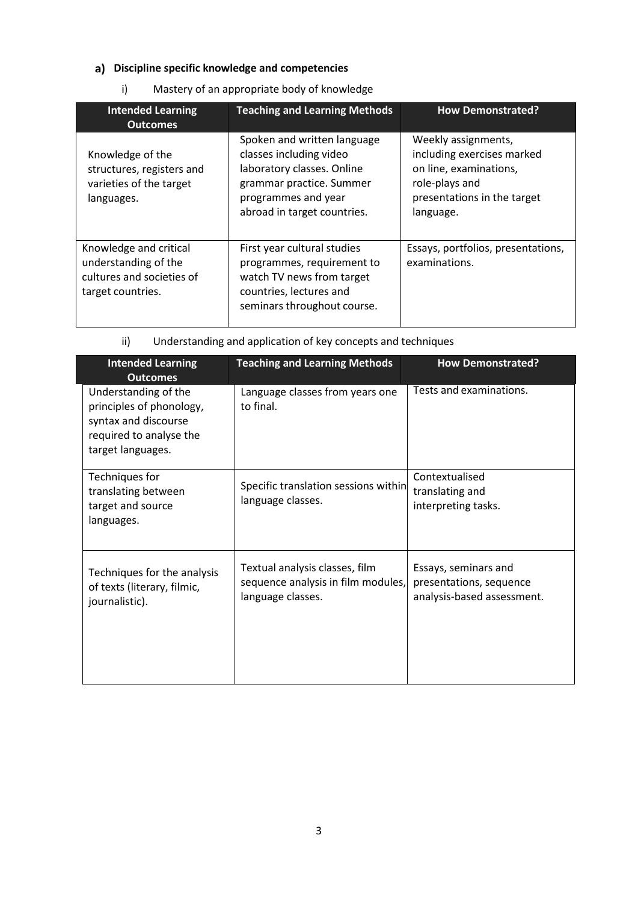## a) Discipline specific knowledge and competencies

i) Mastery of an appropriate body of knowledge

| Intended Learning Outcomes | Teaching and Learning Methods | How Demonstrated? |
|---|---|---|
| Knowledge of the structures, registers and varieties of the target languages. | Spoken and written language classes including video laboratory classes. Online grammar practice. Summer programmes and year abroad in target countries. | Weekly assignments, including exercises marked on line, examinations, role-plays and presentations in the target language. |
| Knowledge and critical understanding of the cultures and societies of target countries. | First year cultural studies programmes, requirement to watch TV news from target countries, lectures and seminars throughout course. | Essays, portfolios, presentations, examinations. |

ii) Understanding and application of key concepts and techniques

| Intended Learning Outcomes | Teaching and Learning Methods | How Demonstrated? |
|---|---|---|
| Understanding of the principles of phonology, syntax and discourse required to analyse the target languages. | Language classes from years one to final. | Tests and examinations. |
| Techniques for translating between target and source languages. | Specific translation sessions within language classes. | Contextualised translating and interpreting tasks. |
| Techniques for the analysis of texts (literary, filmic, journalistic). | Textual analysis classes, film sequence analysis in film modules, language classes. | Essays, seminars and presentations, sequence analysis-based assessment. |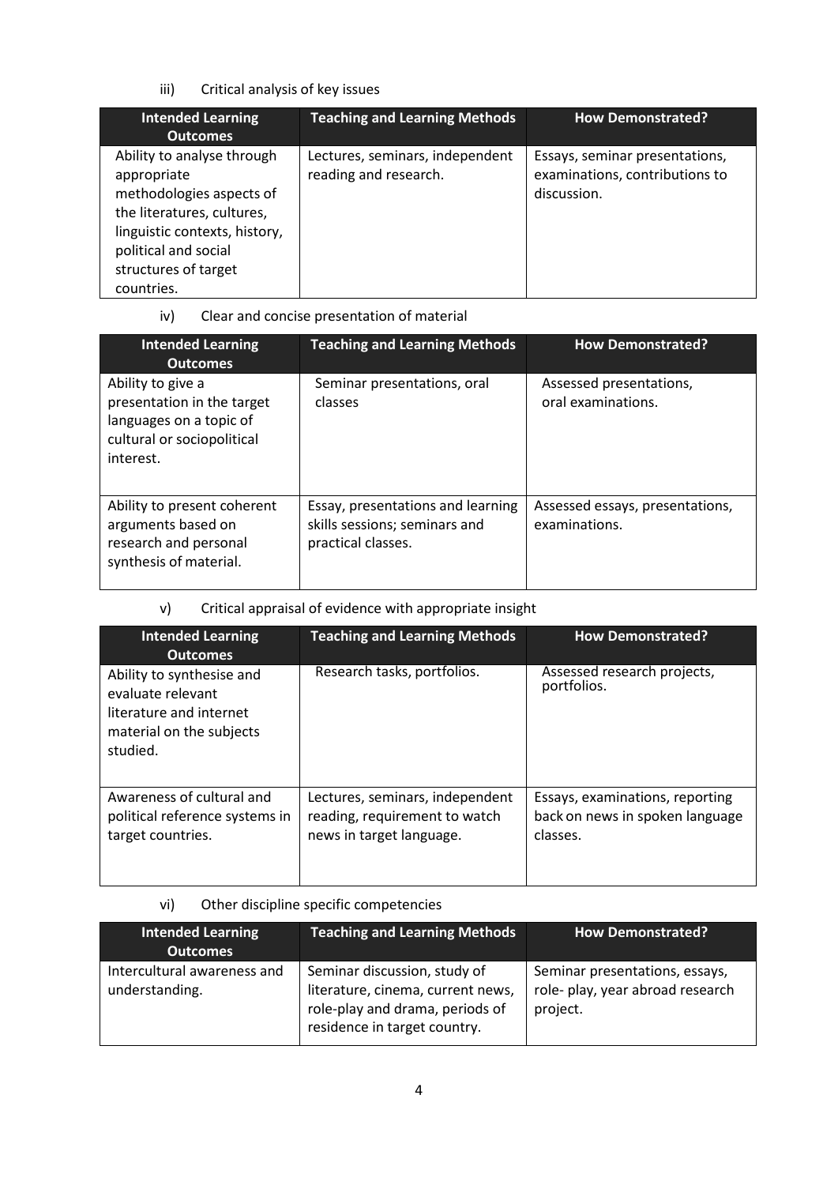iii) Critical analysis of key issues

| Intended Learning Outcomes | Teaching and Learning Methods | How Demonstrated? |
|---|---|---|
| Ability to analyse through appropriate methodologies aspects of the literatures, cultures, linguistic contexts, history, political and social structures of target countries. | Lectures, seminars, independent reading and research. | Essays, seminar presentations, examinations, contributions to discussion. |

iv) Clear and concise presentation of material

| Intended Learning Outcomes | Teaching and Learning Methods | How Demonstrated? |
|---|---|---|
| Ability to give a presentation in the target languages on a topic of cultural or sociopolitical interest. | Seminar presentations, oral classes | Assessed presentations, oral examinations. |
| Ability to present coherent arguments based on research and personal synthesis of material. | Essay, presentations and learning skills sessions; seminars and practical classes. | Assessed essays, presentations, examinations. |

v) Critical appraisal of evidence with appropriate insight

| Intended Learning Outcomes | Teaching and Learning Methods | How Demonstrated? |
|---|---|---|
| Ability to synthesise and evaluate relevant literature and internet material on the subjects studied. | Research tasks, portfolios. | Assessed research projects, portfolios. |
| Awareness of cultural and political reference systems in target countries. | Lectures, seminars, independent reading, requirement to watch news in target language. | Essays, examinations, reporting back on news in spoken language classes. |

vi) Other discipline specific competencies

| Intended Learning Outcomes | Teaching and Learning Methods | How Demonstrated? |
|---|---|---|
| Intercultural awareness and understanding. | Seminar discussion, study of literature, cinema, current news, role-play and drama, periods of residence in target country. | Seminar presentations, essays, role- play, year abroad research project. |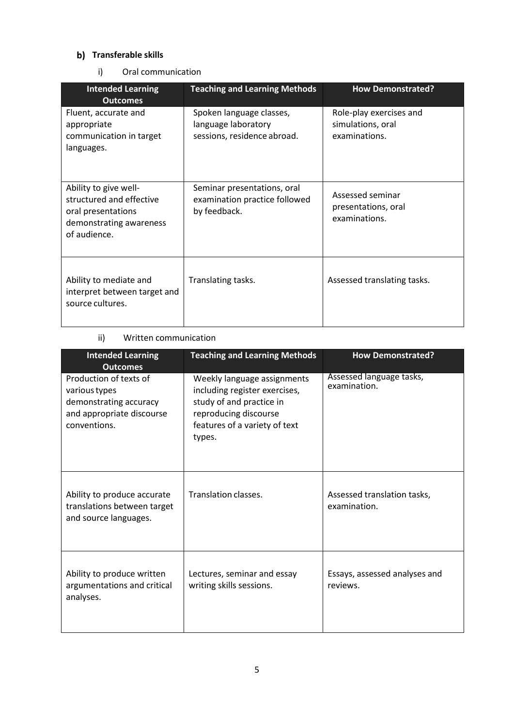## b) Transferable skills

i) Oral communication

| Intended Learning Outcomes | Teaching and Learning Methods | How Demonstrated? |
|---|---|---|
| Fluent, accurate and appropriate communication in target languages. | Spoken language classes, language laboratory sessions, residence abroad. | Role-play exercises and simulations, oral examinations. |
| Ability to give well-structured and effective oral presentations demonstrating awareness of audience. | Seminar presentations, oral examination practice followed by feedback. | Assessed seminar presentations, oral examinations. |
| Ability to mediate and interpret between target and source cultures. | Translating tasks. | Assessed translating tasks. |

ii) Written communication

| Intended Learning Outcomes | Teaching and Learning Methods | How Demonstrated? |
|---|---|---|
| Production of texts of various types demonstrating accuracy and appropriate discourse conventions. | Weekly language assignments including register exercises, study of and practice in reproducing discourse features of a variety of text types. | Assessed language tasks, examination. |
| Ability to produce accurate translations between target and source languages. | Translation classes. | Assessed translation tasks, examination. |
| Ability to produce written argumentations and critical analyses. | Lectures, seminar and essay writing skills sessions. | Essays, assessed analyses and reviews. |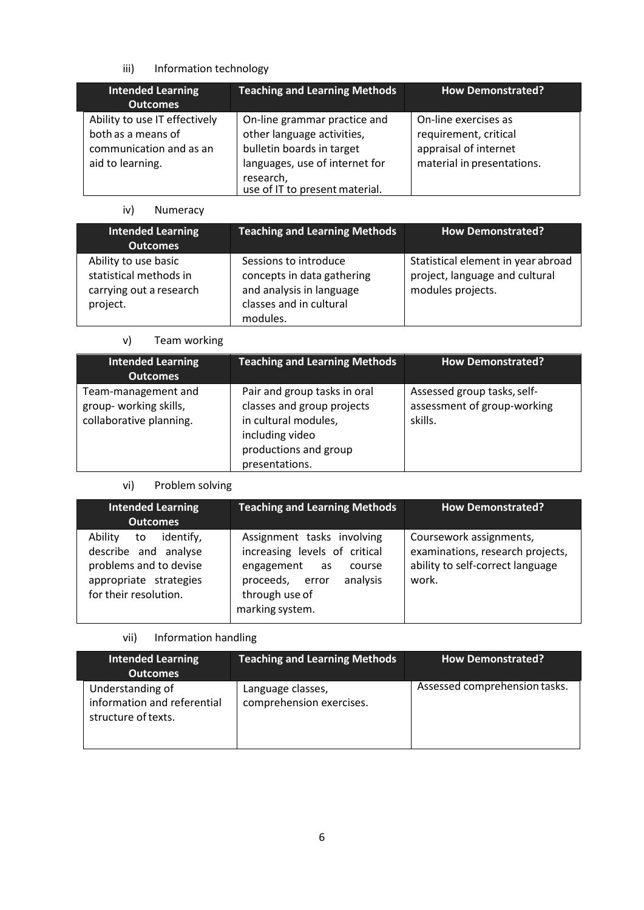iii) Information technology

| Intended Learning Outcomes | Teaching and Learning Methods | How Demonstrated? |
|---|---|---|
| Ability to use IT effectively both as a means of communication and as an aid to learning. | On-line grammar practice and other language activities, bulletin boards in target languages, use of internet for research, use of IT to present material. | On-line exercises as requirement, critical appraisal of internet material in presentations. |

iv) Numeracy

| Intended Learning Outcomes | Teaching and Learning Methods | How Demonstrated? |
|---|---|---|
| Ability to use basic statistical methods in carrying out a research project. | Sessions to introduce concepts in data gathering and analysis in language classes and in cultural modules. | Statistical element in year abroad project, language and cultural modules projects. |

v) Team working

| Intended Learning Outcomes | Teaching and Learning Methods | How Demonstrated? |
|---|---|---|
| Team-management and group- working skills, collaborative planning. | Pair and group tasks in oral classes and group projects in cultural modules, including video productions and group presentations. | Assessed group tasks, self-assessment of group-working skills. |

vi) Problem solving

| Intended Learning Outcomes | Teaching and Learning Methods | How Demonstrated? |
|---|---|---|
| Ability to identify, describe and analyse problems and to devise appropriate strategies for their resolution. | Assignment tasks involving increasing levels of critical engagement as course proceeds, error analysis through use of marking system. | Coursework assignments, examinations, research projects, ability to self-correct language work. |

vii) Information handling

| Intended Learning Outcomes | Teaching and Learning Methods | How Demonstrated? |
|---|---|---|
| Understanding of information and referential structure of texts. | Language classes, comprehension exercises. | Assessed comprehension tasks. |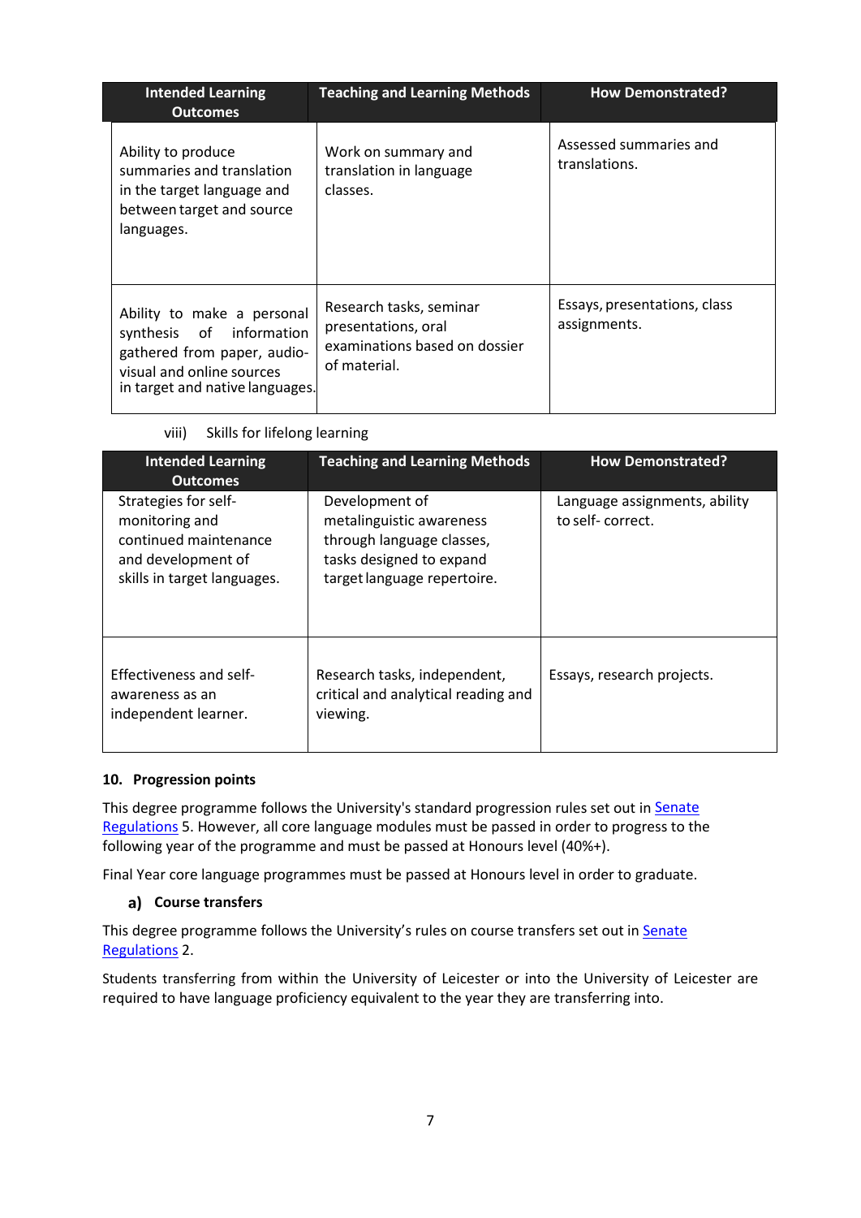| Intended Learning Outcomes | Teaching and Learning Methods | How Demonstrated? |
|---|---|---|
| Ability to produce summaries and translation in the target language and between target and source languages. | Work on summary and translation in language classes. | Assessed summaries and translations. |
| Ability to make a personal synthesis of information gathered from paper, audio-visual and online sources in target and native languages. | Research tasks, seminar presentations, oral examinations based on dossier of material. | Essays, presentations, class assignments. |

viii) Skills for lifelong learning

| Intended Learning Outcomes | Teaching and Learning Methods | How Demonstrated? |
|---|---|---|
| Strategies for self-monitoring and continued maintenance and development of skills in target languages. | Development of metalinguistic awareness through language classes, tasks designed to expand target language repertoire. | Language assignments, ability to self- correct. |
| Effectiveness and self-awareness as an independent learner. | Research tasks, independent, critical and analytical reading and viewing. | Essays, research projects. |

### 10. Progression points

This degree programme follows the University's standard progression rules set out in Senate Regulations 5. However, all core language modules must be passed in order to progress to the following year of the programme and must be passed at Honours level (40%+).

Final Year core language programmes must be passed at Honours level in order to graduate.

#### a) Course transfers

This degree programme follows the University's rules on course transfers set out in Senate Regulations 2.

Students transferring from within the University of Leicester or into the University of Leicester are required to have language proficiency equivalent to the year they are transferring into.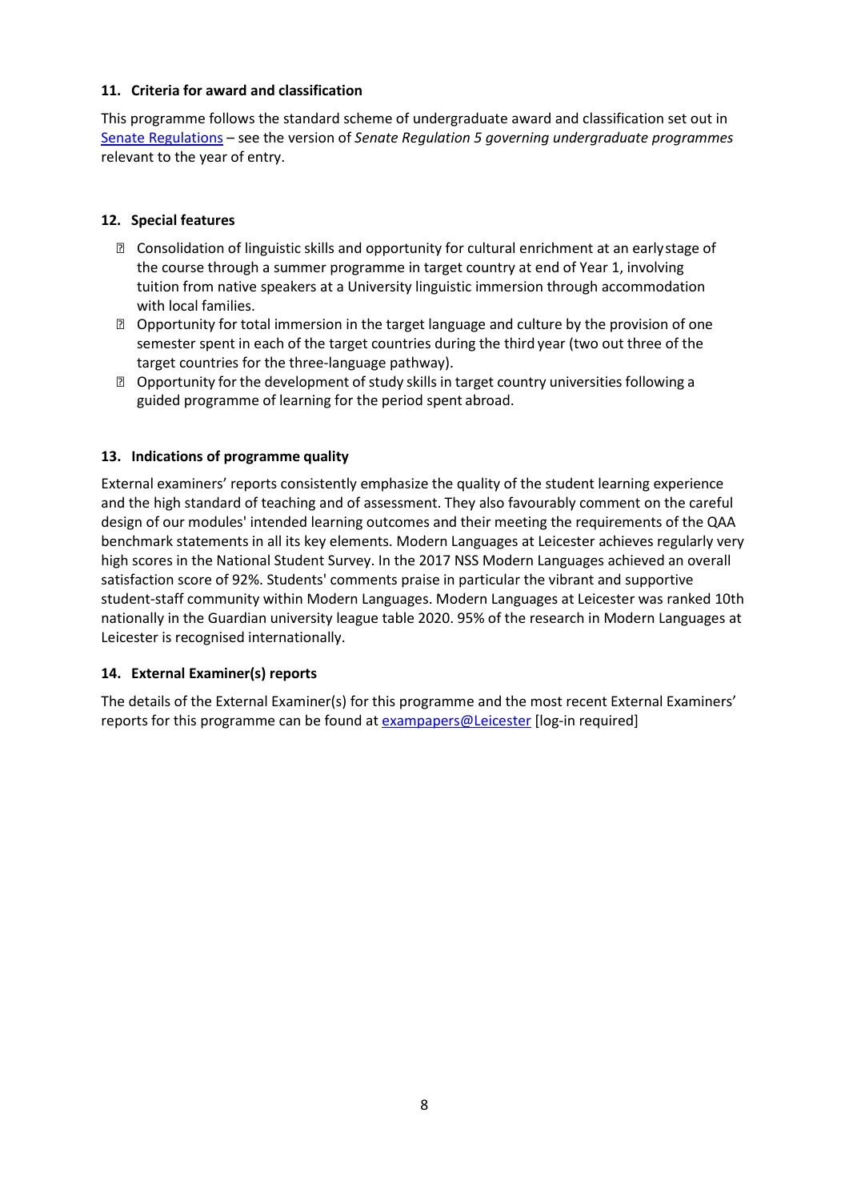### 11. Criteria for award and classification

This programme follows the standard scheme of undergraduate award and classification set out in Senate Regulations – see the version of *Senate Regulation 5 governing undergraduate programmes* relevant to the year of entry.

### 12. Special features

- Consolidation of linguistic skills and opportunity for cultural enrichment at an early stage of the course through a summer programme in target country at end of Year 1, involving tuition from native speakers at a University linguistic immersion through accommodation with local families.
- Opportunity for total immersion in the target language and culture by the provision of one semester spent in each of the target countries during the third year (two out three of the target countries for the three-language pathway).
- Opportunity for the development of study skills in target country universities following a guided programme of learning for the period spent abroad.

### 13. Indications of programme quality

External examiners' reports consistently emphasize the quality of the student learning experience and the high standard of teaching and of assessment. They also favourably comment on the careful design of our modules' intended learning outcomes and their meeting the requirements of the QAA benchmark statements in all its key elements. Modern Languages at Leicester achieves regularly very high scores in the National Student Survey. In the 2017 NSS Modern Languages achieved an overall satisfaction score of 92%. Students' comments praise in particular the vibrant and supportive student-staff community within Modern Languages. Modern Languages at Leicester was ranked 10th nationally in the Guardian university league table 2020. 95% of the research in Modern Languages at Leicester is recognised internationally.

### 14. External Examiner(s) reports

The details of the External Examiner(s) for this programme and the most recent External Examiners' reports for this programme can be found at exampapers@Leicester [log-in required]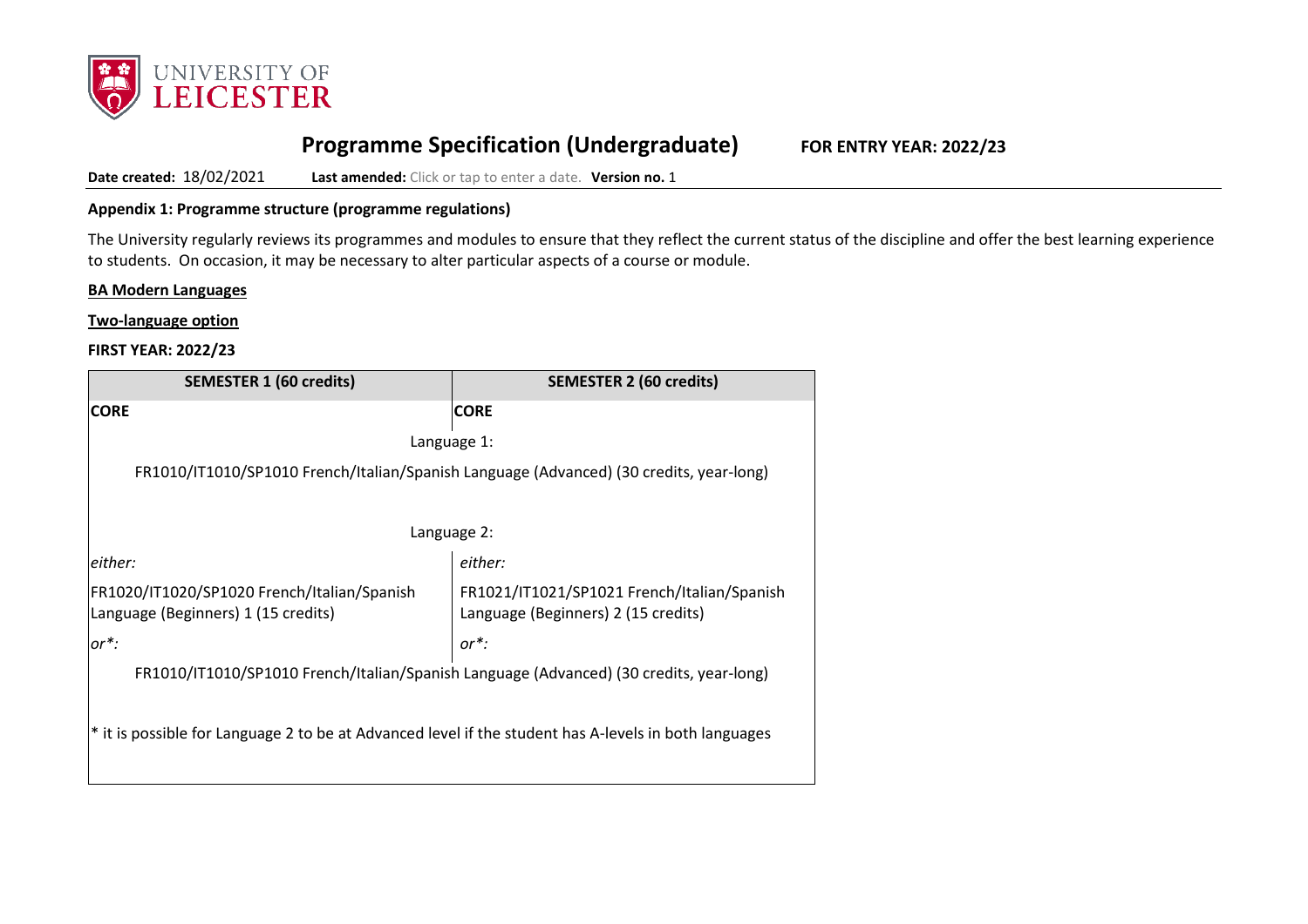**Programme Specification (Undergraduate)** **FOR ENTRY YEAR: 2022/23**

**Date created:** 18/02/2021 **Last amended:** Click or tap to enter a date. **Version no.** 1

**Appendix 1: Programme structure (programme regulations)**

The University regularly reviews its programmes and modules to ensure that they reflect the current status of the discipline and offer the best learning experience to students. On occasion, it may be necessary to alter particular aspects of a course or module.

**BA Modern Languages**

**Two-language option**

**FIRST YEAR: 2022/23**

| SEMESTER 1 (60 credits) | SEMESTER 2 (60 credits) |
|---|---|
| **CORE** | **CORE** |
| Language 1: | |
| FR1010/IT1010/SP1010 French/Italian/Spanish Language (Advanced) (30 credits, year-long) | |
| Language 2: | |
| *either:* | *either:* |
| FR1020/IT1020/SP1020 French/Italian/Spanish Language (Beginners) 1 (15 credits) | FR1021/IT1021/SP1021 French/Italian/Spanish Language (Beginners) 2 (15 credits) |
| *or*:* | *or*:* |
| FR1010/IT1010/SP1010 French/Italian/Spanish Language (Advanced) (30 credits, year-long) | |
| * it is possible for Language 2 to be at Advanced level if the student has A-levels in both languages | |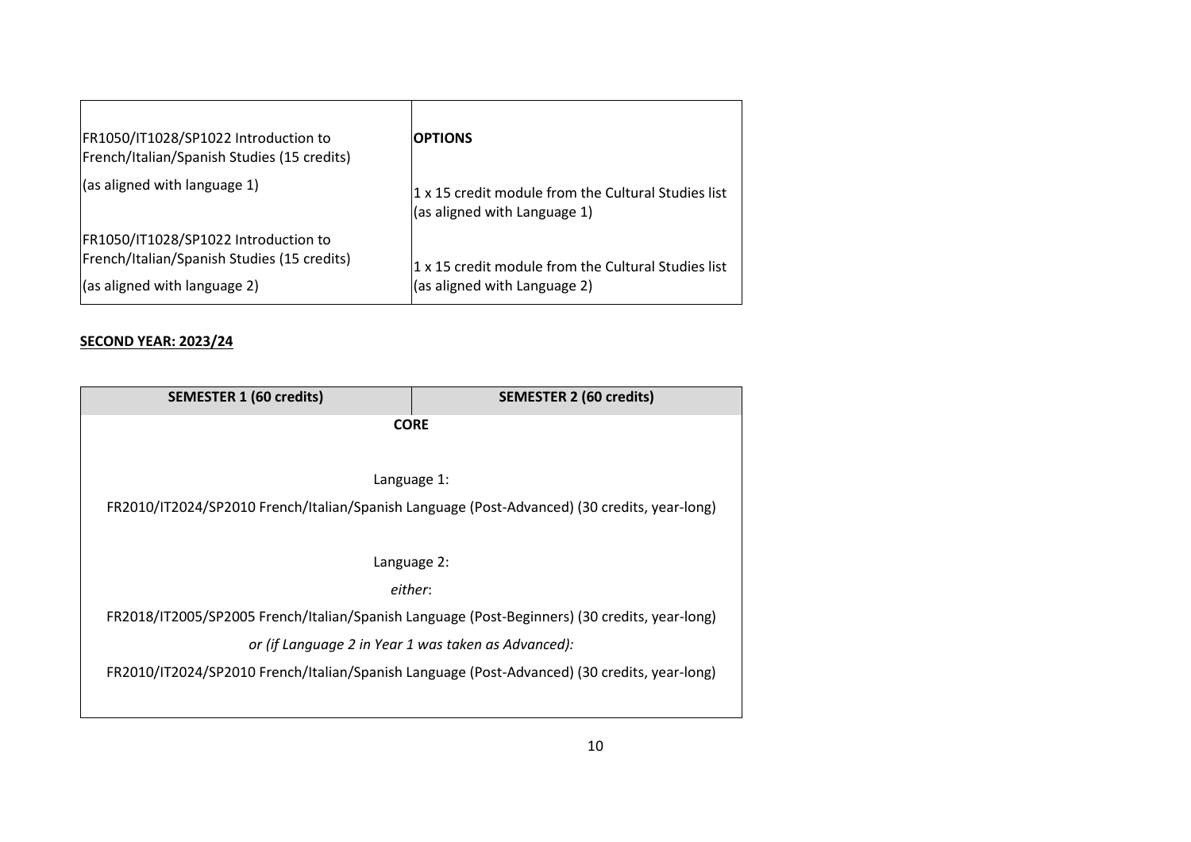| | |
|---|---|
| FR1050/IT1028/SP1022 Introduction to French/Italian/Spanish Studies (15 credits)<br><br>(as aligned with language 1)<br><br>FR1050/IT1028/SP1022 Introduction to French/Italian/Spanish Studies (15 credits)<br><br>(as aligned with language 2) | **OPTIONS**<br><br>1 x 15 credit module from the Cultural Studies list (as aligned with Language 1)<br><br>1 x 15 credit module from the Cultural Studies list (as aligned with Language 2) |

**SECOND YEAR: 2023/24**

| SEMESTER 1 (60 credits) | SEMESTER 2 (60 credits) |
|---|---|
| **CORE**<br><br>Language 1:<br><br>FR2010/IT2024/SP2010 French/Italian/Spanish Language (Post-Advanced) (30 credits, year-long)<br><br>Language 2:<br><br>*either*:<br><br>FR2018/IT2005/SP2005 French/Italian/Spanish Language (Post-Beginners) (30 credits, year-long)<br><br>*or (if Language 2 in Year 1 was taken as Advanced):*<br><br>FR2010/IT2024/SP2010 French/Italian/Spanish Language (Post-Advanced) (30 credits, year-long) | |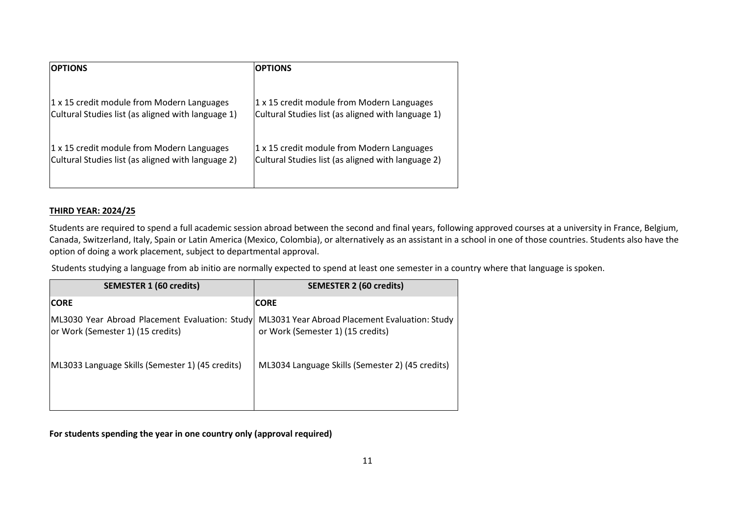| OPTIONS | OPTIONS |
|---|---|
| 1 x 15 credit module from Modern Languages Cultural Studies list (as aligned with language 1) | 1 x 15 credit module from Modern Languages Cultural Studies list (as aligned with language 1) |
| 1 x 15 credit module from Modern Languages Cultural Studies list (as aligned with language 2) | 1 x 15 credit module from Modern Languages Cultural Studies list (as aligned with language 2) |

**THIRD YEAR: 2024/25**

Students are required to spend a full academic session abroad between the second and final years, following approved courses at a university in France, Belgium, Canada, Switzerland, Italy, Spain or Latin America (Mexico, Colombia), or alternatively as an assistant in a school in one of those countries. Students also have the option of doing a work placement, subject to departmental approval.

Students studying a language from ab initio are normally expected to spend at least one semester in a country where that language is spoken.

| SEMESTER 1 (60 credits) | SEMESTER 2 (60 credits) |
|---|---|
| **CORE** | **CORE** |
| ML3030 Year Abroad Placement Evaluation: Study or Work (Semester 1) (15 credits) | ML3031 Year Abroad Placement Evaluation: Study or Work (Semester 1) (15 credits) |
| ML3033 Language Skills (Semester 1) (45 credits) | ML3034 Language Skills (Semester 2) (45 credits) |

**For students spending the year in one country only (approval required)**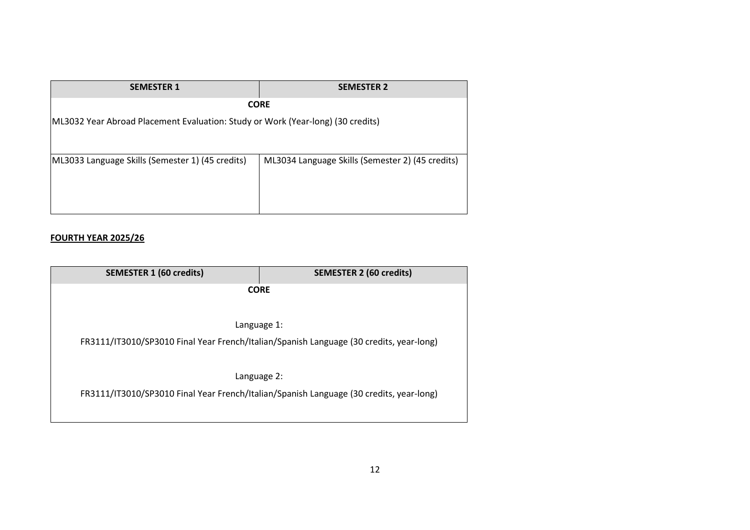| SEMESTER 1 | SEMESTER 2 |
|---|---|
| **CORE** | |
| ML3032 Year Abroad Placement Evaluation: Study or Work (Year-long) (30 credits) | |
| ML3033 Language Skills (Semester 1) (45 credits) | ML3034 Language Skills (Semester 2) (45 credits) |

**FOURTH YEAR 2025/26**

| SEMESTER 1 (60 credits) | SEMESTER 2 (60 credits) |
|---|---|
| **CORE** | |
| Language 1: FR3111/IT3010/SP3010 Final Year French/Italian/Spanish Language (30 credits, year-long) | |
| Language 2: FR3111/IT3010/SP3010 Final Year French/Italian/Spanish Language (30 credits, year-long) | |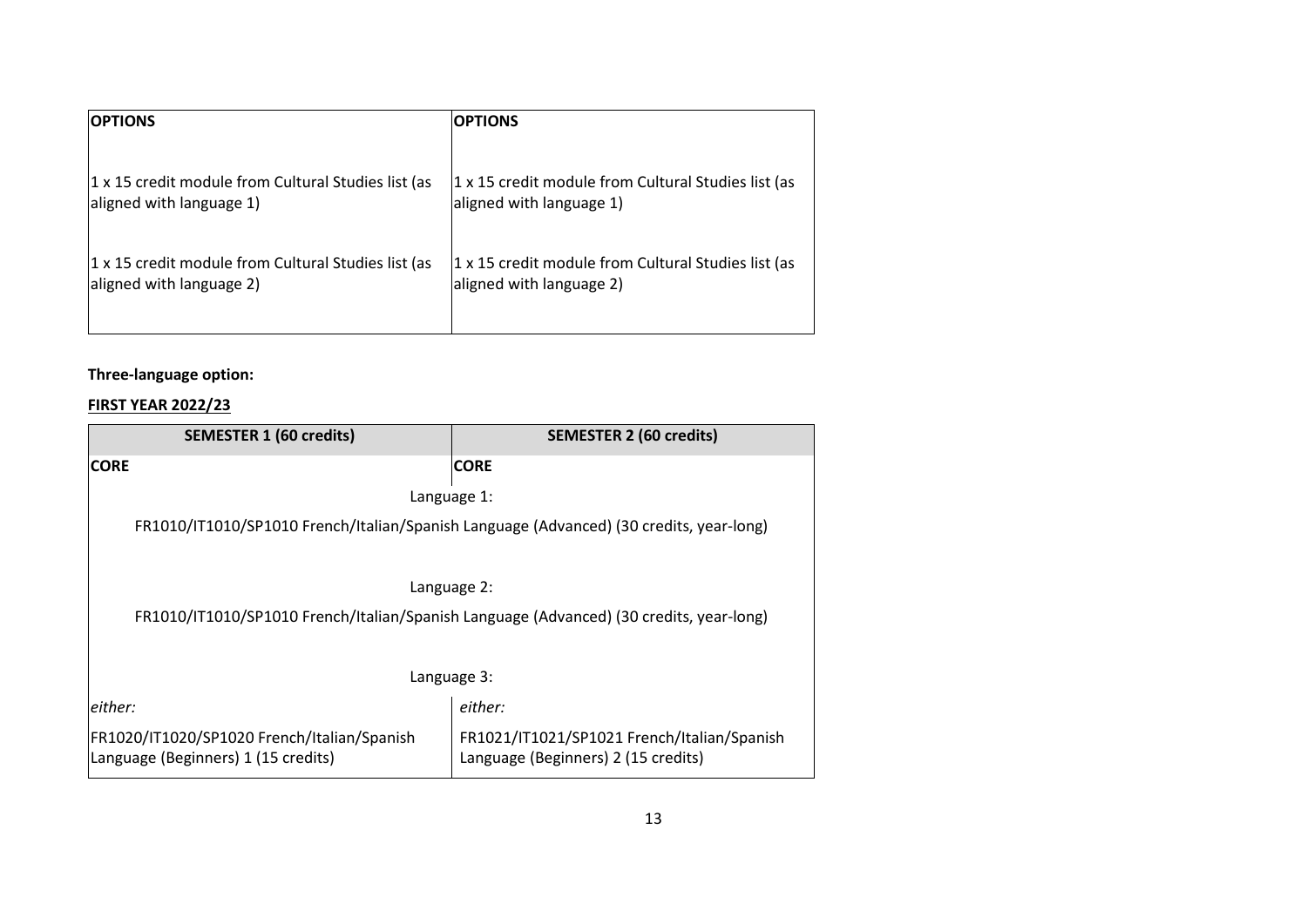| OPTIONS | OPTIONS |
|---|---|
| 1 x 15 credit module from Cultural Studies list (as aligned with language 1) | 1 x 15 credit module from Cultural Studies list (as aligned with language 1) |
| 1 x 15 credit module from Cultural Studies list (as aligned with language 2) | 1 x 15 credit module from Cultural Studies list (as aligned with language 2) |

**Three-language option:**

**<u>FIRST YEAR 2022/23</u>**

| SEMESTER 1 (60 credits) | SEMESTER 2 (60 credits) |
|---|---|
| **CORE** | **CORE** |
| Language 1: | |
| FR1010/IT1010/SP1010 French/Italian/Spanish Language (Advanced) (30 credits, year-long) | |
| Language 2: | |
| FR1010/IT1010/SP1010 French/Italian/Spanish Language (Advanced) (30 credits, year-long) | |
| Language 3: | |
| *either:* | *either:* |
| FR1020/IT1020/SP1020 French/Italian/Spanish Language (Beginners) 1 (15 credits) | FR1021/IT1021/SP1021 French/Italian/Spanish Language (Beginners) 2 (15 credits) |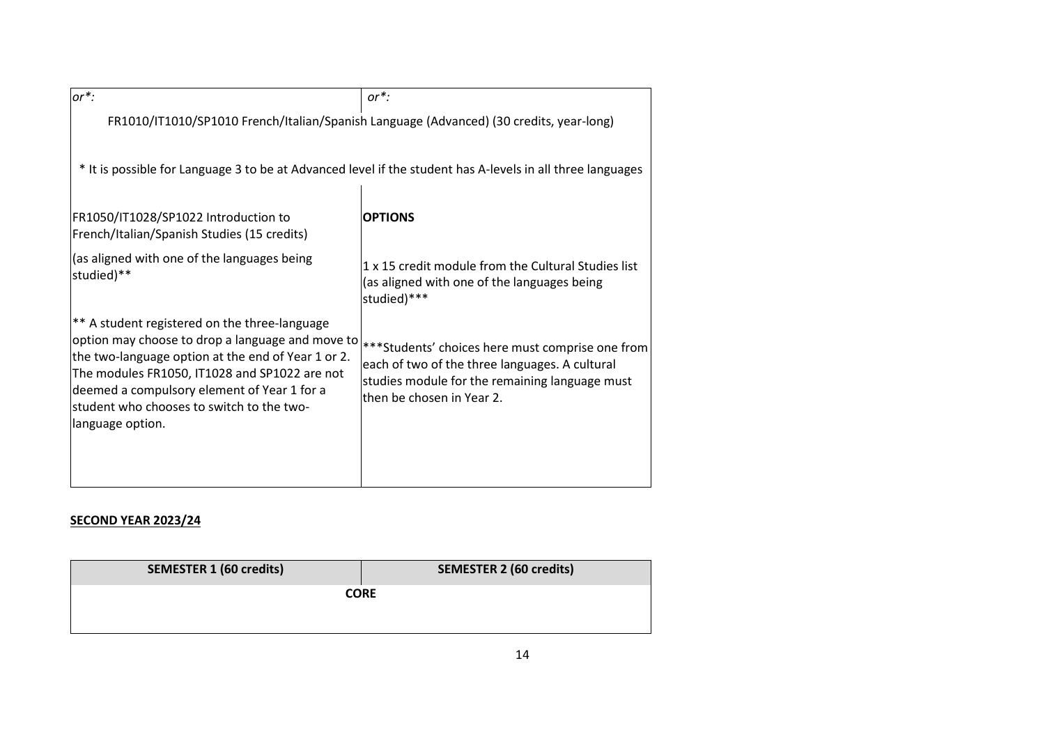| | |
|---|---|
| *or\*:* | *or\*:* |
| FR1010/IT1010/SP1010 French/Italian/Spanish Language (Advanced) (30 credits, year-long) | |
| \* It is possible for Language 3 to be at Advanced level if the student has A-levels in all three languages | |
| FR1050/IT1028/SP1022 Introduction to French/Italian/Spanish Studies (15 credits)<br><br>(as aligned with one of the languages being studied)\*\*<br><br>\*\* A student registered on the three-language option may choose to drop a language and move to the two-language option at the end of Year 1 or 2. The modules FR1050, IT1028 and SP1022 are not deemed a compulsory element of Year 1 for a student who chooses to switch to the two-language option. | **OPTIONS**<br><br>1 x 15 credit module from the Cultural Studies list (as aligned with one of the languages being studied)\*\*\*<br><br>\*\*\*Students' choices here must comprise one from each of two of the three languages. A cultural studies module for the remaining language must then be chosen in Year 2. |

**SECOND YEAR 2023/24**

| SEMESTER 1 (60 credits) | SEMESTER 2 (60 credits) |
|---|---|
| **CORE** | |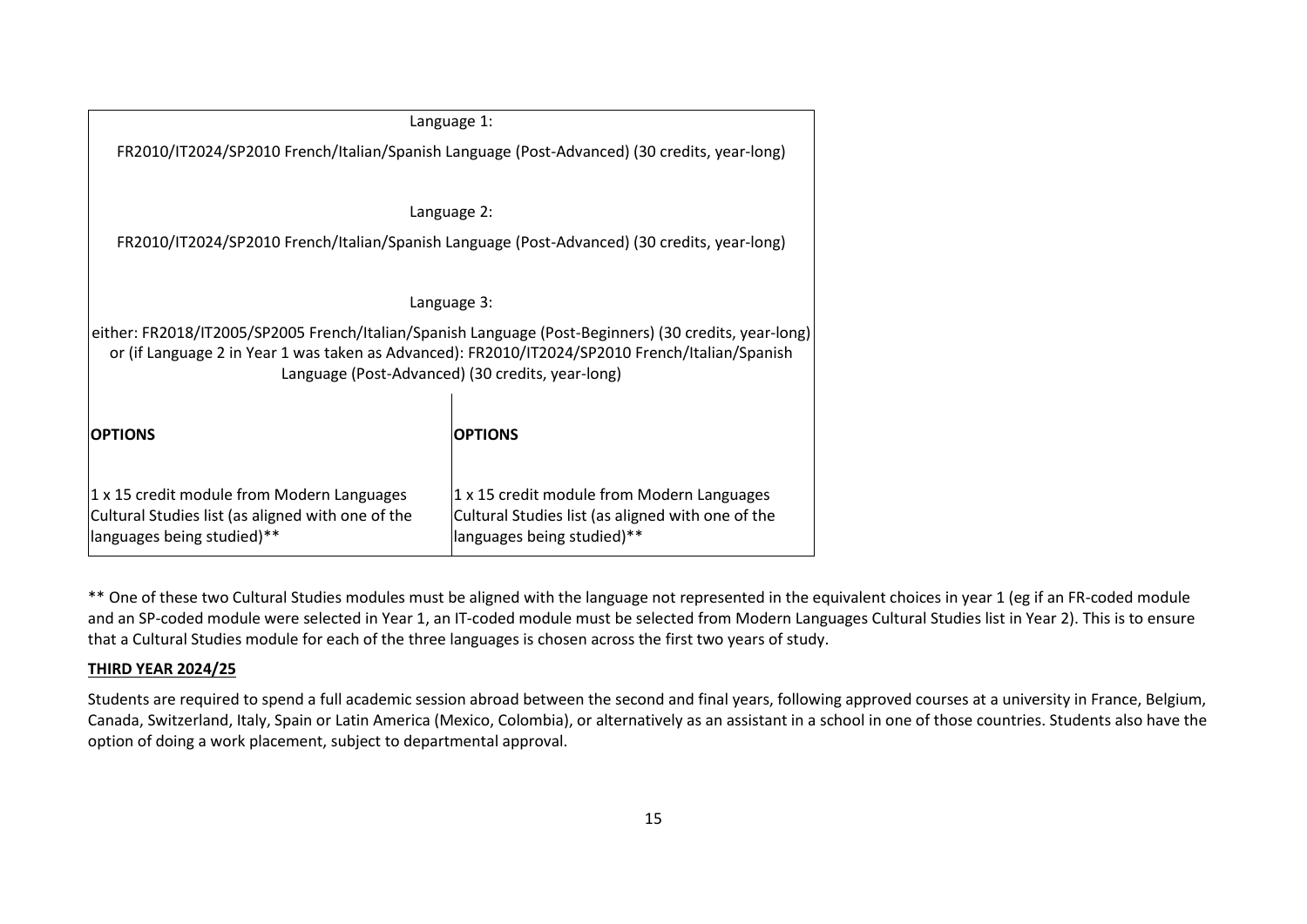| Language 1: FR2010/IT2024/SP2010 French/Italian/Spanish Language (Post-Advanced) (30 credits, year-long) | |
|---|---|
| Language 2: FR2010/IT2024/SP2010 French/Italian/Spanish Language (Post-Advanced) (30 credits, year-long) | |
| Language 3: either: FR2018/IT2005/SP2005 French/Italian/Spanish Language (Post-Beginners) (30 credits, year-long) or (if Language 2 in Year 1 was taken as Advanced): FR2010/IT2024/SP2010 French/Italian/Spanish Language (Post-Advanced) (30 credits, year-long) | |
| **OPTIONS** | **OPTIONS** |
| 1 x 15 credit module from Modern Languages Cultural Studies list (as aligned with one of the languages being studied)** | 1 x 15 credit module from Modern Languages Cultural Studies list (as aligned with one of the languages being studied)** |

** One of these two Cultural Studies modules must be aligned with the language not represented in the equivalent choices in year 1 (eg if an FR-coded module and an SP-coded module were selected in Year 1, an IT-coded module must be selected from Modern Languages Cultural Studies list in Year 2). This is to ensure that a Cultural Studies module for each of the three languages is chosen across the first two years of study.

**THIRD YEAR 2024/25**

Students are required to spend a full academic session abroad between the second and final years, following approved courses at a university in France, Belgium, Canada, Switzerland, Italy, Spain or Latin America (Mexico, Colombia), or alternatively as an assistant in a school in one of those countries. Students also have the option of doing a work placement, subject to departmental approval.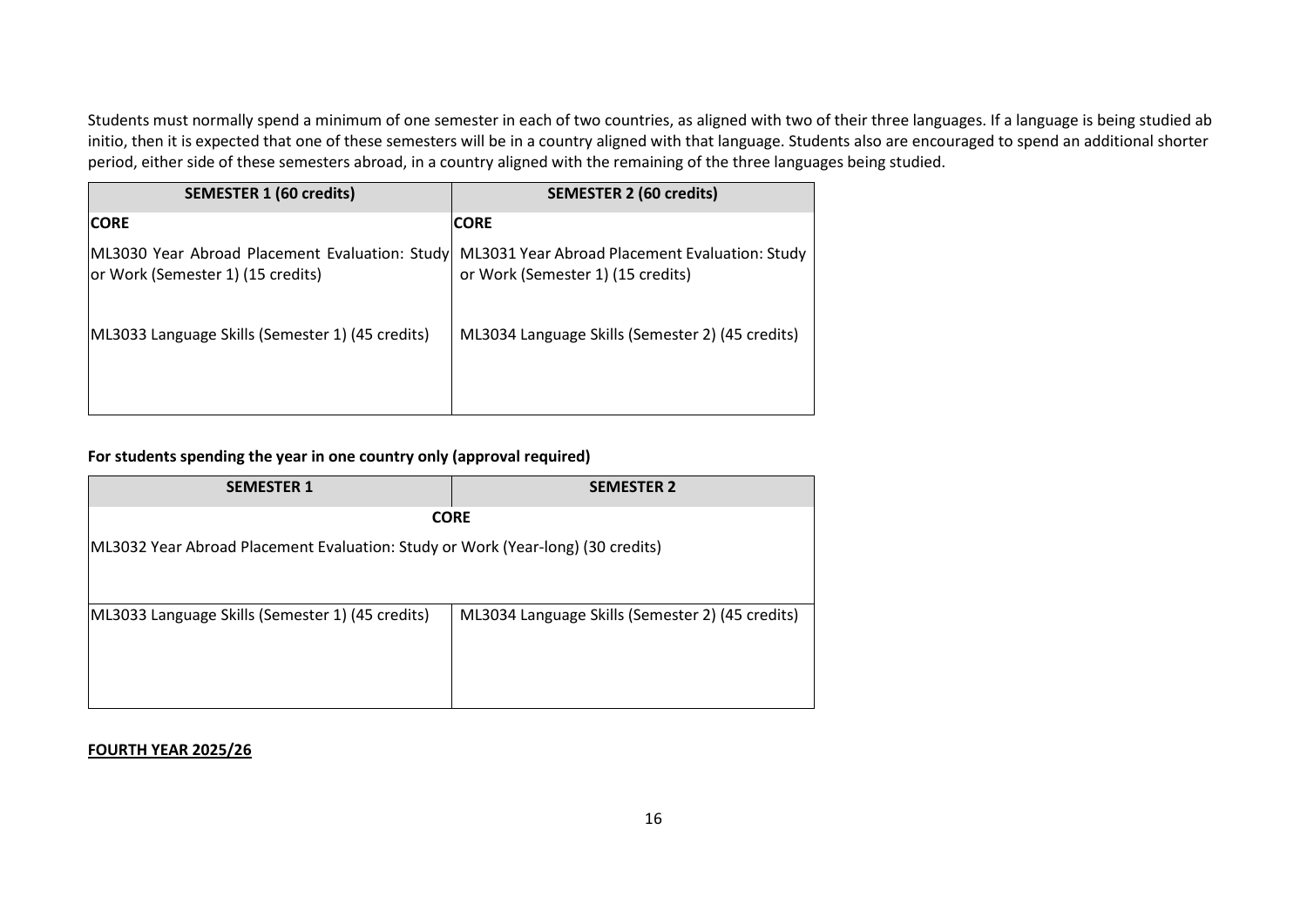Students must normally spend a minimum of one semester in each of two countries, as aligned with two of their three languages. If a language is being studied ab initio, then it is expected that one of these semesters will be in a country aligned with that language. Students also are encouraged to spend an additional shorter period, either side of these semesters abroad, in a country aligned with the remaining of the three languages being studied.

| SEMESTER 1 (60 credits) | SEMESTER 2 (60 credits) |
|---|---|
| **CORE** | **CORE** |
| ML3030 Year Abroad Placement Evaluation: Study or Work (Semester 1) (15 credits) | ML3031 Year Abroad Placement Evaluation: Study or Work (Semester 1) (15 credits) |
| ML3033 Language Skills (Semester 1) (45 credits) | ML3034 Language Skills (Semester 2) (45 credits) |

**For students spending the year in one country only (approval required)**

| SEMESTER 1 | SEMESTER 2 |
|---|---|
| **CORE** | |
| ML3032 Year Abroad Placement Evaluation: Study or Work (Year-long) (30 credits) | |
| ML3033 Language Skills (Semester 1) (45 credits) | ML3034 Language Skills (Semester 2) (45 credits) |

**<u>FOURTH YEAR 2025/26</u>**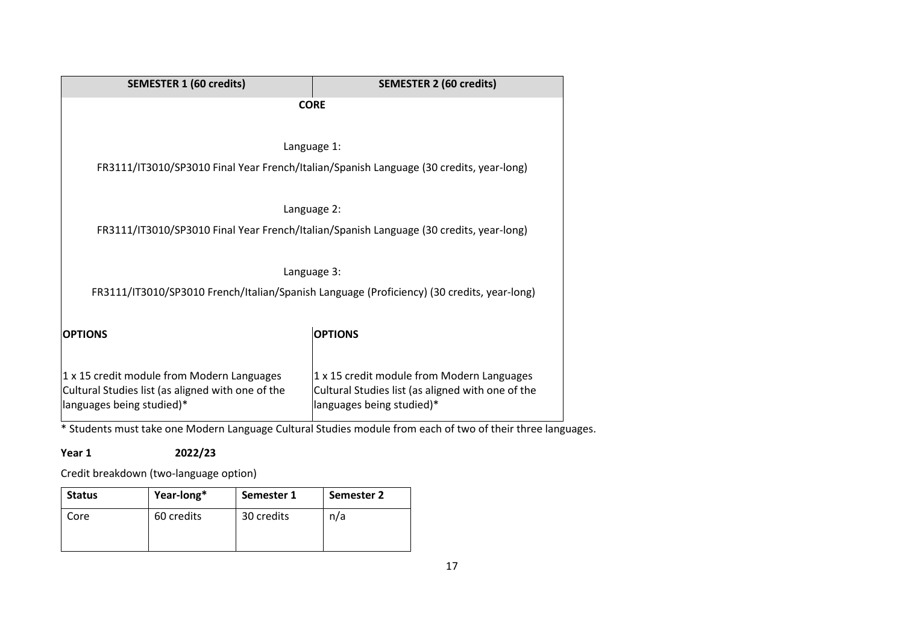| SEMESTER 1 (60 credits) | SEMESTER 2 (60 credits) |
|---|---|
| **CORE** | |
| Language 1: FR3111/IT3010/SP3010 Final Year French/Italian/Spanish Language (30 credits, year-long) | |
| Language 2: FR3111/IT3010/SP3010 Final Year French/Italian/Spanish Language (30 credits, year-long) | |
| Language 3: FR3111/IT3010/SP3010 French/Italian/Spanish Language (Proficiency) (30 credits, year-long) | |
| **OPTIONS** | **OPTIONS** |
| 1 x 15 credit module from Modern Languages Cultural Studies list (as aligned with one of the languages being studied)* | 1 x 15 credit module from Modern Languages Cultural Studies list (as aligned with one of the languages being studied)* |

* Students must take one Modern Language Cultural Studies module from each of two of their three languages.

**Year 1 2022/23**

Credit breakdown (two-language option)

| Status | Year-long* | Semester 1 | Semester 2 |
|---|---|---|---|
| Core | 60 credits | 30 credits | n/a |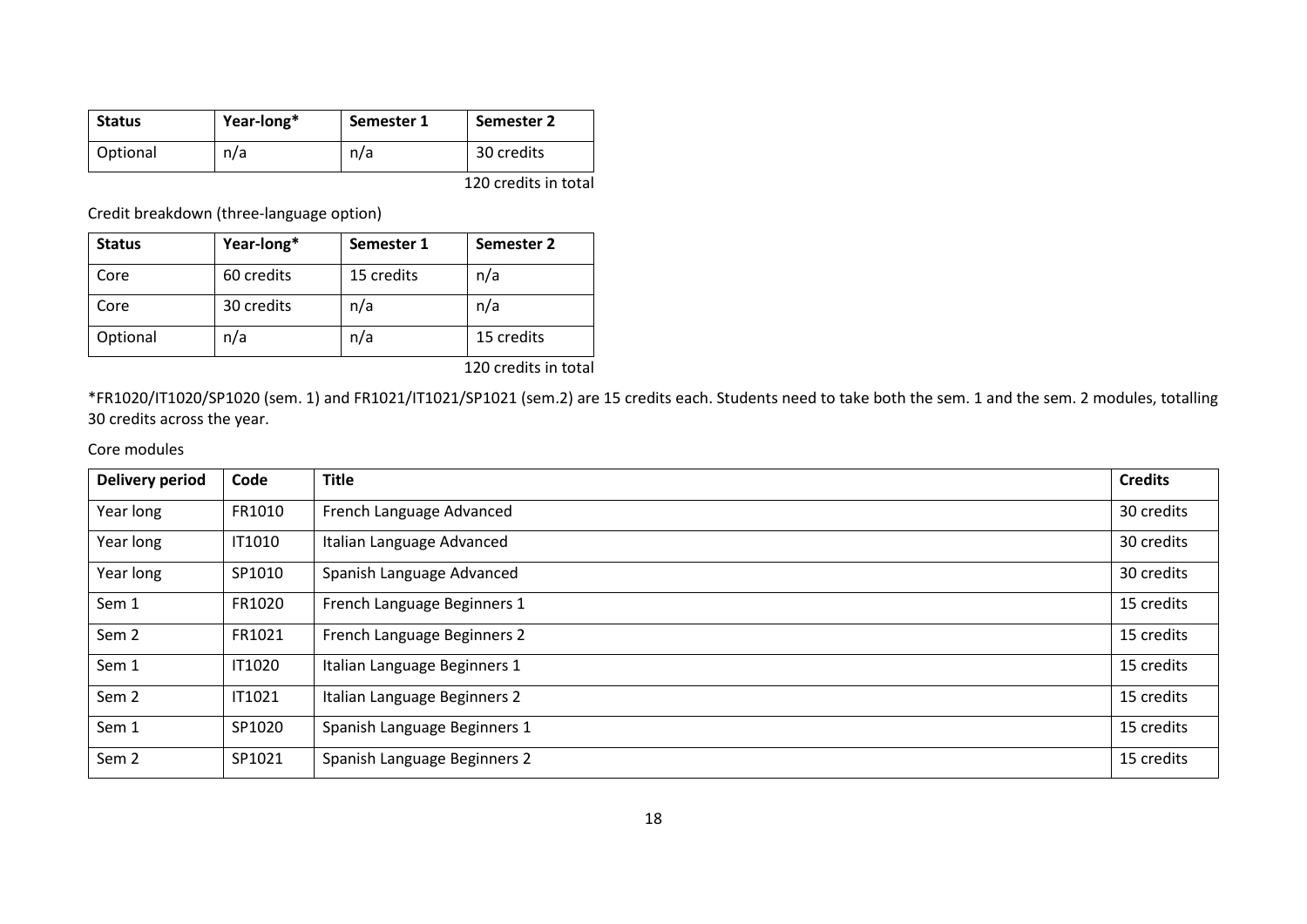| Status | Year-long* | Semester 1 | Semester 2 |
|---|---|---|---|
| Optional | n/a | n/a | 30 credits |

120 credits in total

Credit breakdown (three-language option)

| Status | Year-long* | Semester 1 | Semester 2 |
|---|---|---|---|
| Core | 60 credits | 15 credits | n/a |
| Core | 30 credits | n/a | n/a |
| Optional | n/a | n/a | 15 credits |

120 credits in total

*FR1020/IT1020/SP1020 (sem. 1) and FR1021/IT1021/SP1021 (sem.2) are 15 credits each. Students need to take both the sem. 1 and the sem. 2 modules, totalling 30 credits across the year.

Core modules

| Delivery period | Code | Title | Credits |
|---|---|---|---|
| Year long | FR1010 | French Language Advanced | 30 credits |
| Year long | IT1010 | Italian Language Advanced | 30 credits |
| Year long | SP1010 | Spanish Language Advanced | 30 credits |
| Sem 1 | FR1020 | French Language Beginners 1 | 15 credits |
| Sem 2 | FR1021 | French Language Beginners 2 | 15 credits |
| Sem 1 | IT1020 | Italian Language Beginners 1 | 15 credits |
| Sem 2 | IT1021 | Italian Language Beginners 2 | 15 credits |
| Sem 1 | SP1020 | Spanish Language Beginners 1 | 15 credits |
| Sem 2 | SP1021 | Spanish Language Beginners 2 | 15 credits |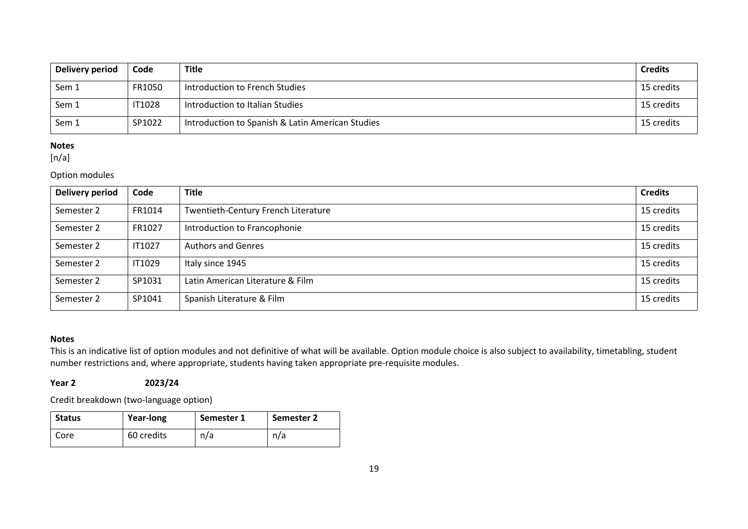| Delivery period | Code | Title | Credits |
|---|---|---|---|
| Sem 1 | FR1050 | Introduction to French Studies | 15 credits |
| Sem 1 | IT1028 | Introduction to Italian Studies | 15 credits |
| Sem 1 | SP1022 | Introduction to Spanish & Latin American Studies | 15 credits |

**Notes**
[n/a]

Option modules

| Delivery period | Code | Title | Credits |
|---|---|---|---|
| Semester 2 | FR1014 | Twentieth-Century French Literature | 15 credits |
| Semester 2 | FR1027 | Introduction to Francophonie | 15 credits |
| Semester 2 | IT1027 | Authors and Genres | 15 credits |
| Semester 2 | IT1029 | Italy since 1945 | 15 credits |
| Semester 2 | SP1031 | Latin American Literature & Film | 15 credits |
| Semester 2 | SP1041 | Spanish Literature & Film | 15 credits |

**Notes**
This is an indicative list of option modules and not definitive of what will be available. Option module choice is also subject to availability, timetabling, student number restrictions and, where appropriate, students having taken appropriate pre-requisite modules.

**Year 2 2023/24**

Credit breakdown (two-language option)

| Status | Year-long | Semester 1 | Semester 2 |
|---|---|---|---|
| Core | 60 credits | n/a | n/a |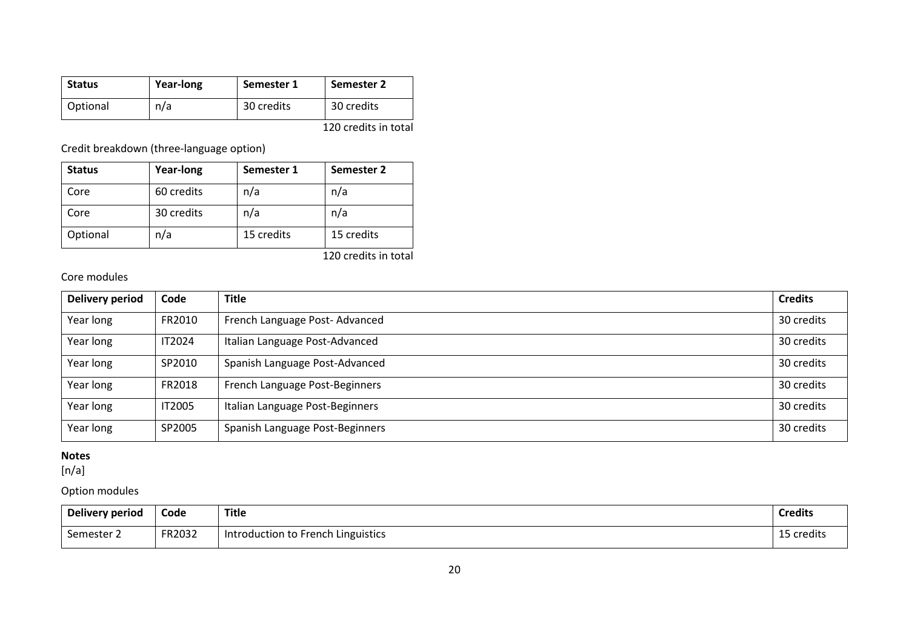| Status | Year-long | Semester 1 | Semester 2 |
| --- | --- | --- | --- |
| Optional | n/a | 30 credits | 30 credits |

120 credits in total

Credit breakdown (three-language option)

| Status | Year-long | Semester 1 | Semester 2 |
| --- | --- | --- | --- |
| Core | 60 credits | n/a | n/a |
| Core | 30 credits | n/a | n/a |
| Optional | n/a | 15 credits | 15 credits |

120 credits in total

Core modules

| Delivery period | Code | Title | Credits |
| --- | --- | --- | --- |
| Year long | FR2010 | French Language Post- Advanced | 30 credits |
| Year long | IT2024 | Italian Language Post-Advanced | 30 credits |
| Year long | SP2010 | Spanish Language Post-Advanced | 30 credits |
| Year long | FR2018 | French Language Post-Beginners | 30 credits |
| Year long | IT2005 | Italian Language Post-Beginners | 30 credits |
| Year long | SP2005 | Spanish Language Post-Beginners | 30 credits |

**Notes**
[n/a]

Option modules

| Delivery period | Code | Title | Credits |
| --- | --- | --- | --- |
| Semester 2 | FR2032 | Introduction to French Linguistics | 15 credits |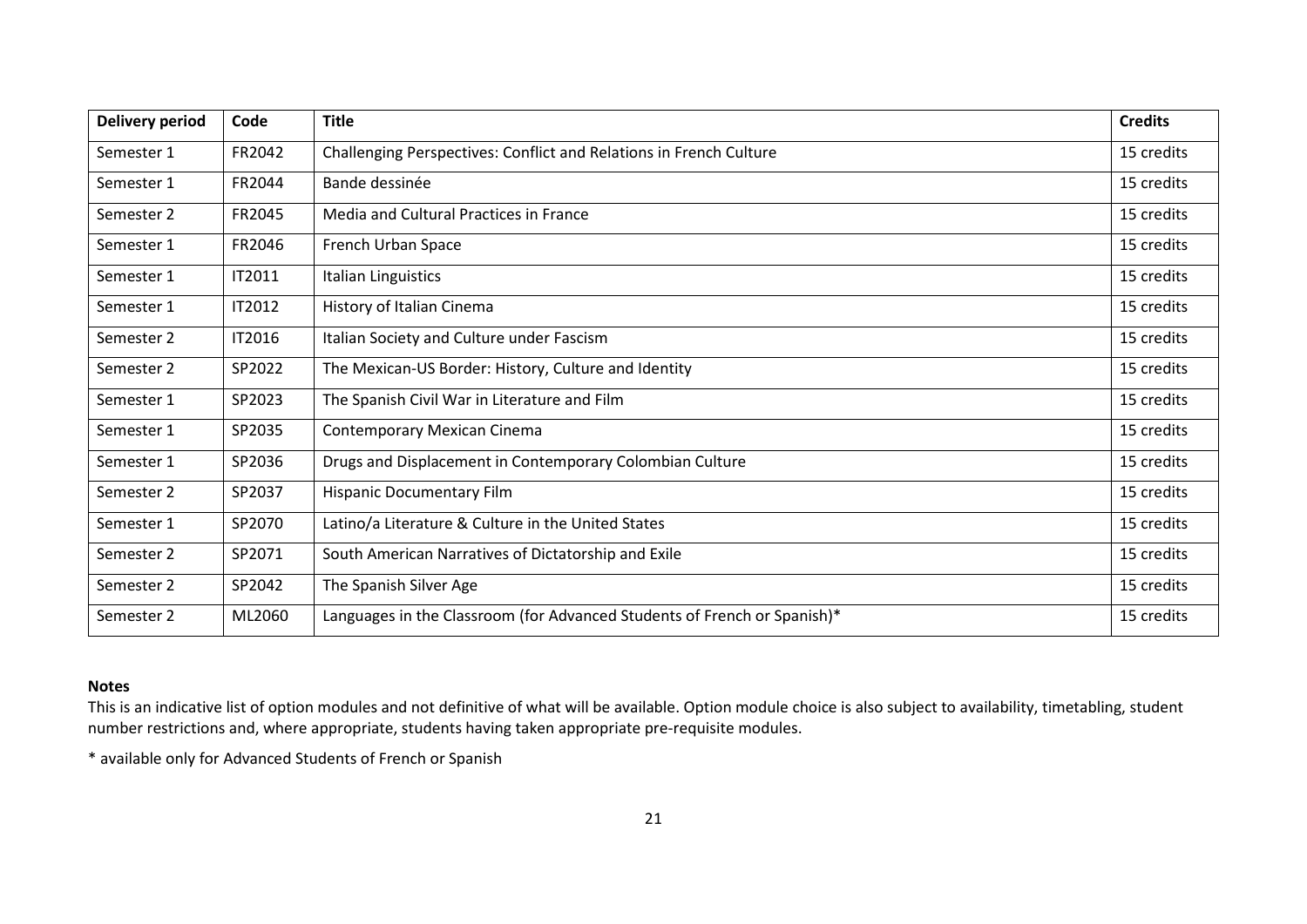| Delivery period | Code | Title | Credits |
|---|---|---|---|
| Semester 1 | FR2042 | Challenging Perspectives: Conflict and Relations in French Culture | 15 credits |
| Semester 1 | FR2044 | Bande dessinée | 15 credits |
| Semester 2 | FR2045 | Media and Cultural Practices in France | 15 credits |
| Semester 1 | FR2046 | French Urban Space | 15 credits |
| Semester 1 | IT2011 | Italian Linguistics | 15 credits |
| Semester 1 | IT2012 | History of Italian Cinema | 15 credits |
| Semester 2 | IT2016 | Italian Society and Culture under Fascism | 15 credits |
| Semester 2 | SP2022 | The Mexican-US Border: History, Culture and Identity | 15 credits |
| Semester 1 | SP2023 | The Spanish Civil War in Literature and Film | 15 credits |
| Semester 1 | SP2035 | Contemporary Mexican Cinema | 15 credits |
| Semester 1 | SP2036 | Drugs and Displacement in Contemporary Colombian Culture | 15 credits |
| Semester 2 | SP2037 | Hispanic Documentary Film | 15 credits |
| Semester 1 | SP2070 | Latino/a Literature & Culture in the United States | 15 credits |
| Semester 2 | SP2071 | South American Narratives of Dictatorship and Exile | 15 credits |
| Semester 2 | SP2042 | The Spanish Silver Age | 15 credits |
| Semester 2 | ML2060 | Languages in the Classroom (for Advanced Students of French or Spanish)* | 15 credits |

**Notes**

This is an indicative list of option modules and not definitive of what will be available. Option module choice is also subject to availability, timetabling, student number restrictions and, where appropriate, students having taken appropriate pre-requisite modules.

* available only for Advanced Students of French or Spanish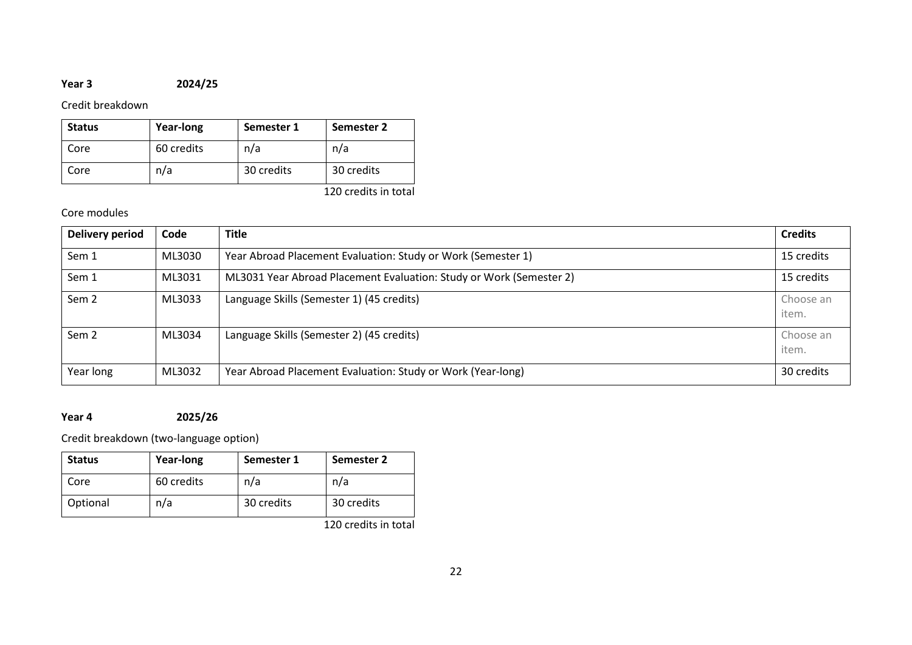**Year 3** **2024/25**

Credit breakdown

| Status | Year-long | Semester 1 | Semester 2 |
|---|---|---|---|
| Core | 60 credits | n/a | n/a |
| Core | n/a | 30 credits | 30 credits |

120 credits in total

Core modules

| Delivery period | Code | Title | Credits |
|---|---|---|---|
| Sem 1 | ML3030 | Year Abroad Placement Evaluation: Study or Work (Semester 1) | 15 credits |
| Sem 1 | ML3031 | ML3031 Year Abroad Placement Evaluation: Study or Work (Semester 2) | 15 credits |
| Sem 2 | ML3033 | Language Skills (Semester 1) (45 credits) | Choose an item. |
| Sem 2 | ML3034 | Language Skills (Semester 2) (45 credits) | Choose an item. |
| Year long | ML3032 | Year Abroad Placement Evaluation: Study or Work (Year-long) | 30 credits |

**Year 4** **2025/26**

Credit breakdown (two-language option)

| Status | Year-long | Semester 1 | Semester 2 |
|---|---|---|---|
| Core | 60 credits | n/a | n/a |
| Optional | n/a | 30 credits | 30 credits |

120 credits in total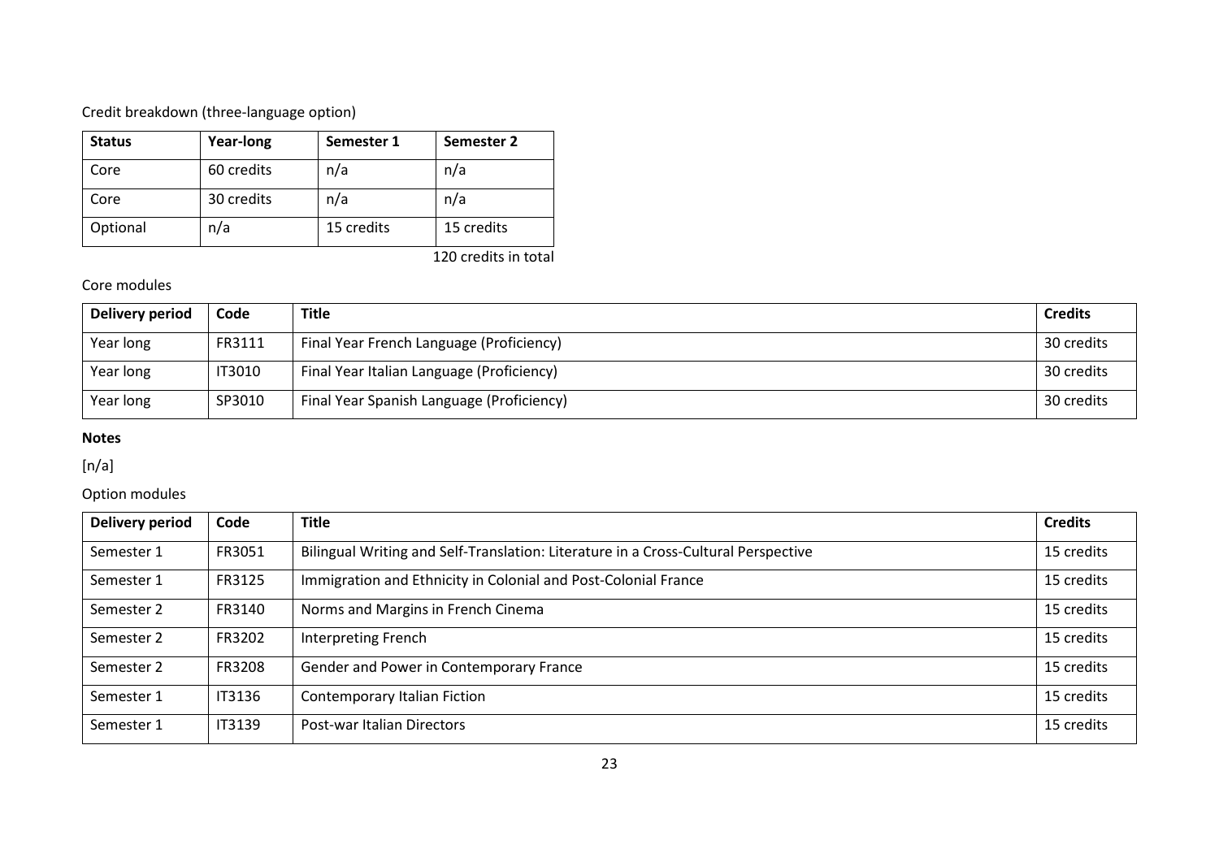Credit breakdown (three-language option)

| Status | Year-long | Semester 1 | Semester 2 |
|---|---|---|---|
| Core | 60 credits | n/a | n/a |
| Core | 30 credits | n/a | n/a |
| Optional | n/a | 15 credits | 15 credits |

120 credits in total

Core modules

| Delivery period | Code | Title | Credits |
|---|---|---|---|
| Year long | FR3111 | Final Year French Language (Proficiency) | 30 credits |
| Year long | IT3010 | Final Year Italian Language (Proficiency) | 30 credits |
| Year long | SP3010 | Final Year Spanish Language (Proficiency) | 30 credits |

**Notes**

[n/a]

Option modules

| Delivery period | Code | Title | Credits |
|---|---|---|---|
| Semester 1 | FR3051 | Bilingual Writing and Self-Translation: Literature in a Cross-Cultural Perspective | 15 credits |
| Semester 1 | FR3125 | Immigration and Ethnicity in Colonial and Post-Colonial France | 15 credits |
| Semester 2 | FR3140 | Norms and Margins in French Cinema | 15 credits |
| Semester 2 | FR3202 | Interpreting French | 15 credits |
| Semester 2 | FR3208 | Gender and Power in Contemporary France | 15 credits |
| Semester 1 | IT3136 | Contemporary Italian Fiction | 15 credits |
| Semester 1 | IT3139 | Post-war Italian Directors | 15 credits |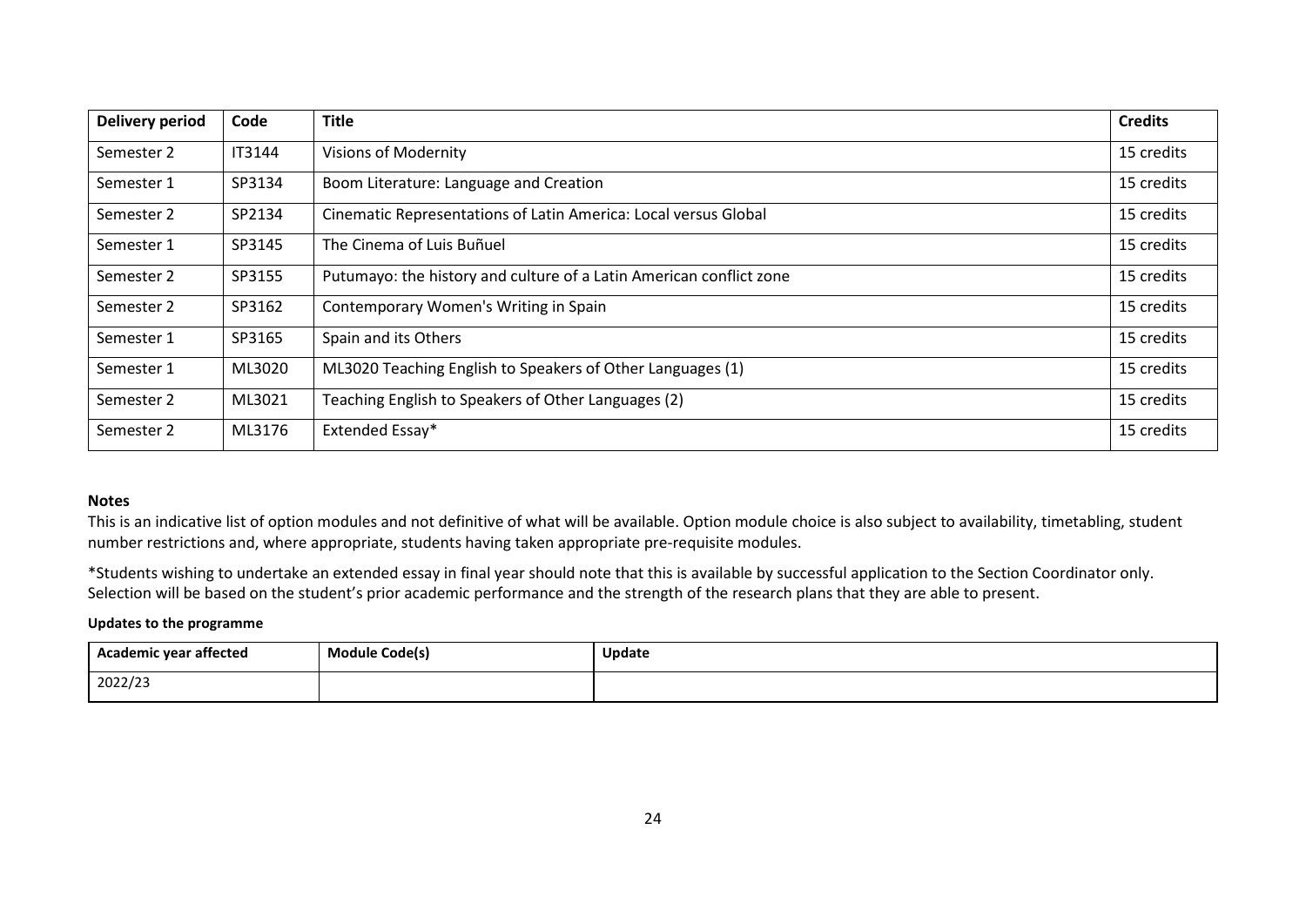| Delivery period | Code | Title | Credits |
|---|---|---|---|
| Semester 2 | IT3144 | Visions of Modernity | 15 credits |
| Semester 1 | SP3134 | Boom Literature: Language and Creation | 15 credits |
| Semester 2 | SP2134 | Cinematic Representations of Latin America: Local versus Global | 15 credits |
| Semester 1 | SP3145 | The Cinema of Luis Buñuel | 15 credits |
| Semester 2 | SP3155 | Putumayo: the history and culture of a Latin American conflict zone | 15 credits |
| Semester 2 | SP3162 | Contemporary Women's Writing in Spain | 15 credits |
| Semester 1 | SP3165 | Spain and its Others | 15 credits |
| Semester 1 | ML3020 | ML3020 Teaching English to Speakers of Other Languages (1) | 15 credits |
| Semester 2 | ML3021 | Teaching English to Speakers of Other Languages (2) | 15 credits |
| Semester 2 | ML3176 | Extended Essay* | 15 credits |

**Notes**

This is an indicative list of option modules and not definitive of what will be available. Option module choice is also subject to availability, timetabling, student number restrictions and, where appropriate, students having taken appropriate pre-requisite modules.

*Students wishing to undertake an extended essay in final year should note that this is available by successful application to the Section Coordinator only. Selection will be based on the student's prior academic performance and the strength of the research plans that they are able to present.

**Updates to the programme**

| Academic year affected | Module Code(s) | Update |
|---|---|---|
| 2022/23 | | |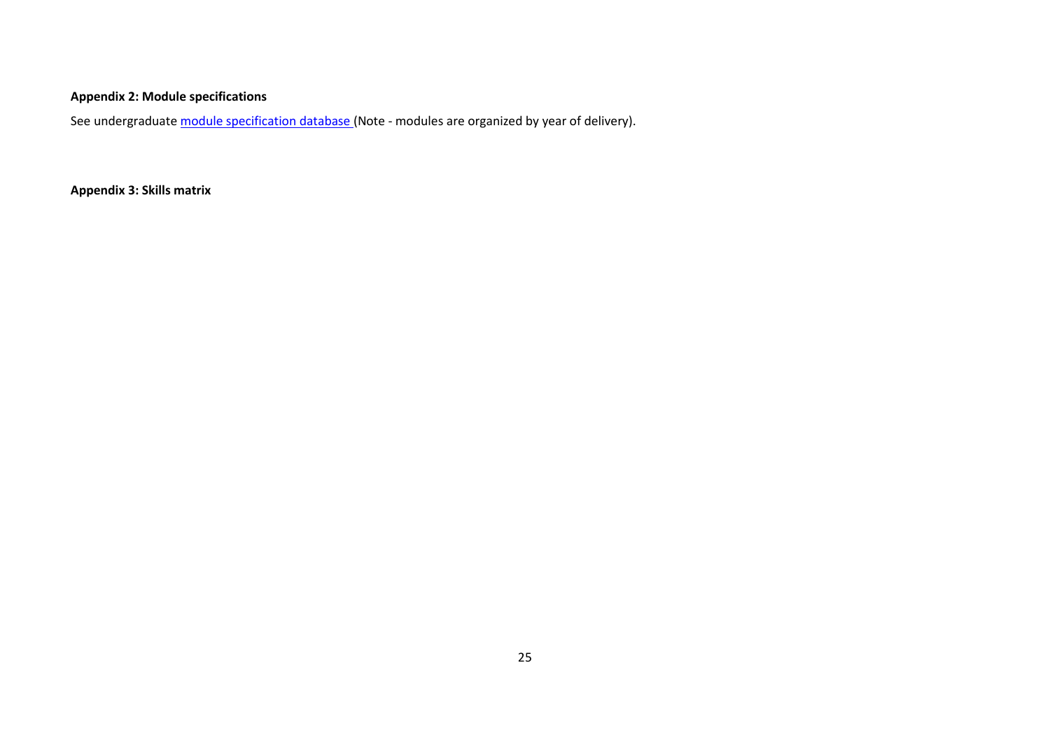**Appendix 2: Module specifications**

See undergraduate module specification database (Note - modules are organized by year of delivery).

**Appendix 3: Skills matrix**